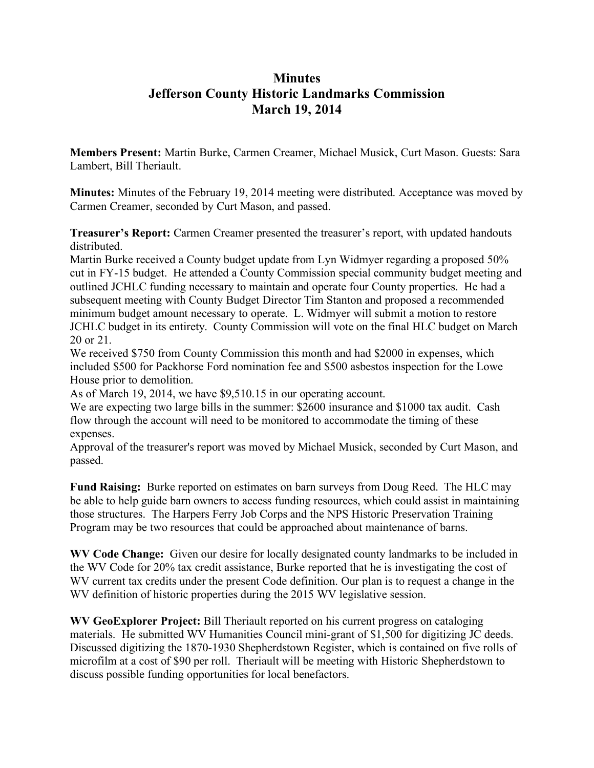# Minutes
# Jefferson County Historic Landmarks Commission
# March 19, 2014

**Members Present:** Martin Burke, Carmen Creamer, Michael Musick, Curt Mason. Guests: Sara Lambert, Bill Theriault.

**Minutes:** Minutes of the February 19, 2014 meeting were distributed. Acceptance was moved by Carmen Creamer, seconded by Curt Mason, and passed.

**Treasurer's Report:** Carmen Creamer presented the treasurer's report, with updated handouts distributed.

Martin Burke received a County budget update from Lyn Widmyer regarding a proposed 50% cut in FY-15 budget. He attended a County Commission special community budget meeting and outlined JCHLC funding necessary to maintain and operate four County properties. He had a subsequent meeting with County Budget Director Tim Stanton and proposed a recommended minimum budget amount necessary to operate. L. Widmyer will submit a motion to restore JCHLC budget in its entirety. County Commission will vote on the final HLC budget on March 20 or 21.

We received $750 from County Commission this month and had $2000 in expenses, which included $500 for Packhorse Ford nomination fee and $500 asbestos inspection for the Lowe House prior to demolition.

As of March 19, 2014, we have $9,510.15 in our operating account.

We are expecting two large bills in the summer: $2600 insurance and $1000 tax audit. Cash flow through the account will need to be monitored to accommodate the timing of these expenses.

Approval of the treasurer's report was moved by Michael Musick, seconded by Curt Mason, and passed.

**Fund Raising:** Burke reported on estimates on barn surveys from Doug Reed. The HLC may be able to help guide barn owners to access funding resources, which could assist in maintaining those structures. The Harpers Ferry Job Corps and the NPS Historic Preservation Training Program may be two resources that could be approached about maintenance of barns.

**WV Code Change:** Given our desire for locally designated county landmarks to be included in the WV Code for 20% tax credit assistance, Burke reported that he is investigating the cost of WV current tax credits under the present Code definition. Our plan is to request a change in the WV definition of historic properties during the 2015 WV legislative session.

**WV GeoExplorer Project:** Bill Theriault reported on his current progress on cataloging materials. He submitted WV Humanities Council mini-grant of $1,500 for digitizing JC deeds. Discussed digitizing the 1870-1930 Shepherdstown Register, which is contained on five rolls of microfilm at a cost of $90 per roll. Theriault will be meeting with Historic Shepherdstown to discuss possible funding opportunities for local benefactors.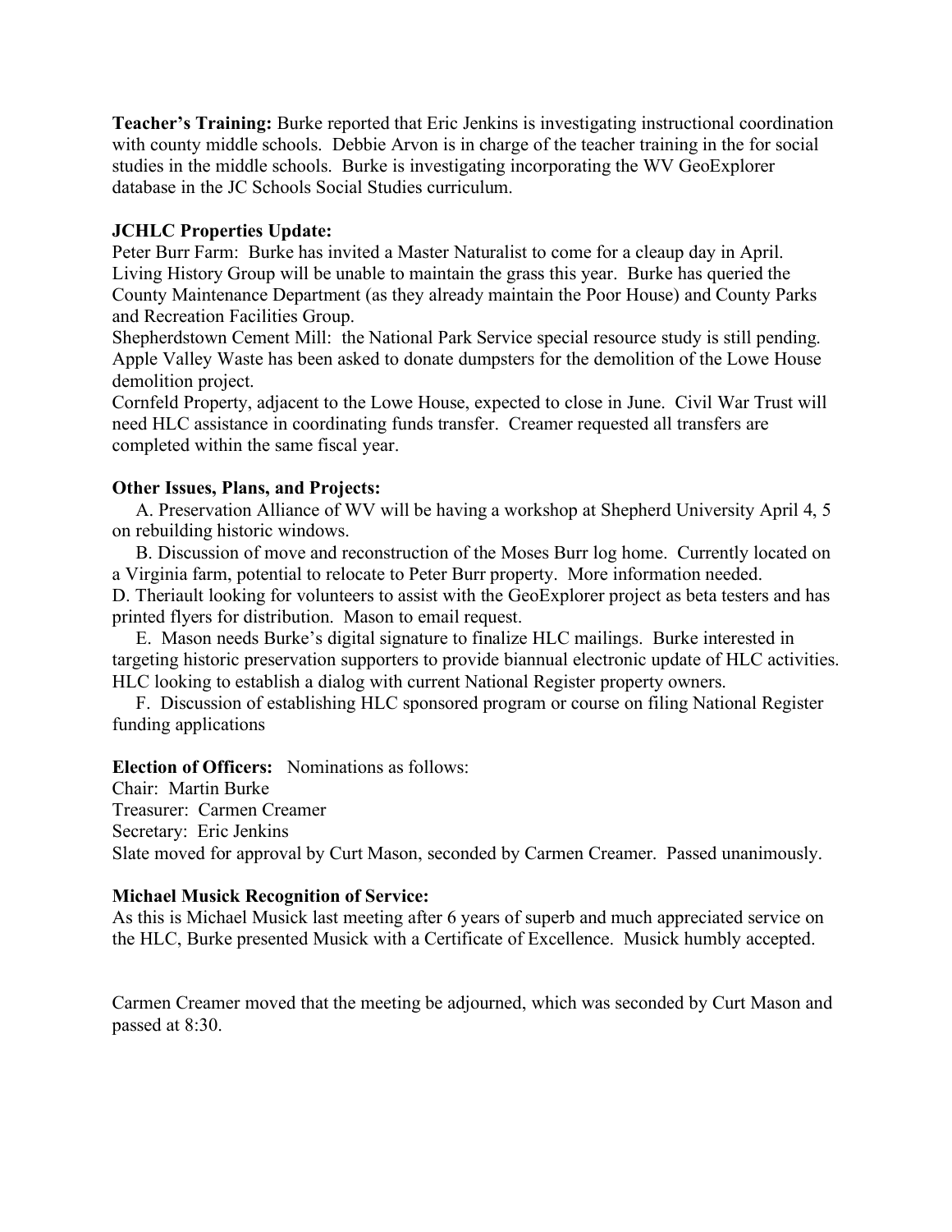**Teacher's Training:** Burke reported that Eric Jenkins is investigating instructional coordination with county middle schools. Debbie Arvon is in charge of the teacher training in the for social studies in the middle schools. Burke is investigating incorporating the WV GeoExplorer database in the JC Schools Social Studies curriculum.

**JCHLC Properties Update:**

Peter Burr Farm: Burke has invited a Master Naturalist to come for a cleaup day in April. Living History Group will be unable to maintain the grass this year. Burke has queried the County Maintenance Department (as they already maintain the Poor House) and County Parks and Recreation Facilities Group.

Shepherdstown Cement Mill: the National Park Service special resource study is still pending. Apple Valley Waste has been asked to donate dumpsters for the demolition of the Lowe House demolition project.

Cornfeld Property, adjacent to the Lowe House, expected to close in June. Civil War Trust will need HLC assistance in coordinating funds transfer. Creamer requested all transfers are completed within the same fiscal year.

**Other Issues, Plans, and Projects:**

A. Preservation Alliance of WV will be having a workshop at Shepherd University April 4, 5 on rebuilding historic windows.

B. Discussion of move and reconstruction of the Moses Burr log home. Currently located on a Virginia farm, potential to relocate to Peter Burr property. More information needed.

D. Theriault looking for volunteers to assist with the GeoExplorer project as beta testers and has printed flyers for distribution. Mason to email request.

E. Mason needs Burke's digital signature to finalize HLC mailings. Burke interested in targeting historic preservation supporters to provide biannual electronic update of HLC activities. HLC looking to establish a dialog with current National Register property owners.

F. Discussion of establishing HLC sponsored program or course on filing National Register funding applications

**Election of Officers:** Nominations as follows:

Chair: Martin Burke
Treasurer: Carmen Creamer
Secretary: Eric Jenkins
Slate moved for approval by Curt Mason, seconded by Carmen Creamer. Passed unanimously.

**Michael Musick Recognition of Service:**

As this is Michael Musick last meeting after 6 years of superb and much appreciated service on the HLC, Burke presented Musick with a Certificate of Excellence. Musick humbly accepted.

Carmen Creamer moved that the meeting be adjourned, which was seconded by Curt Mason and passed at 8:30.